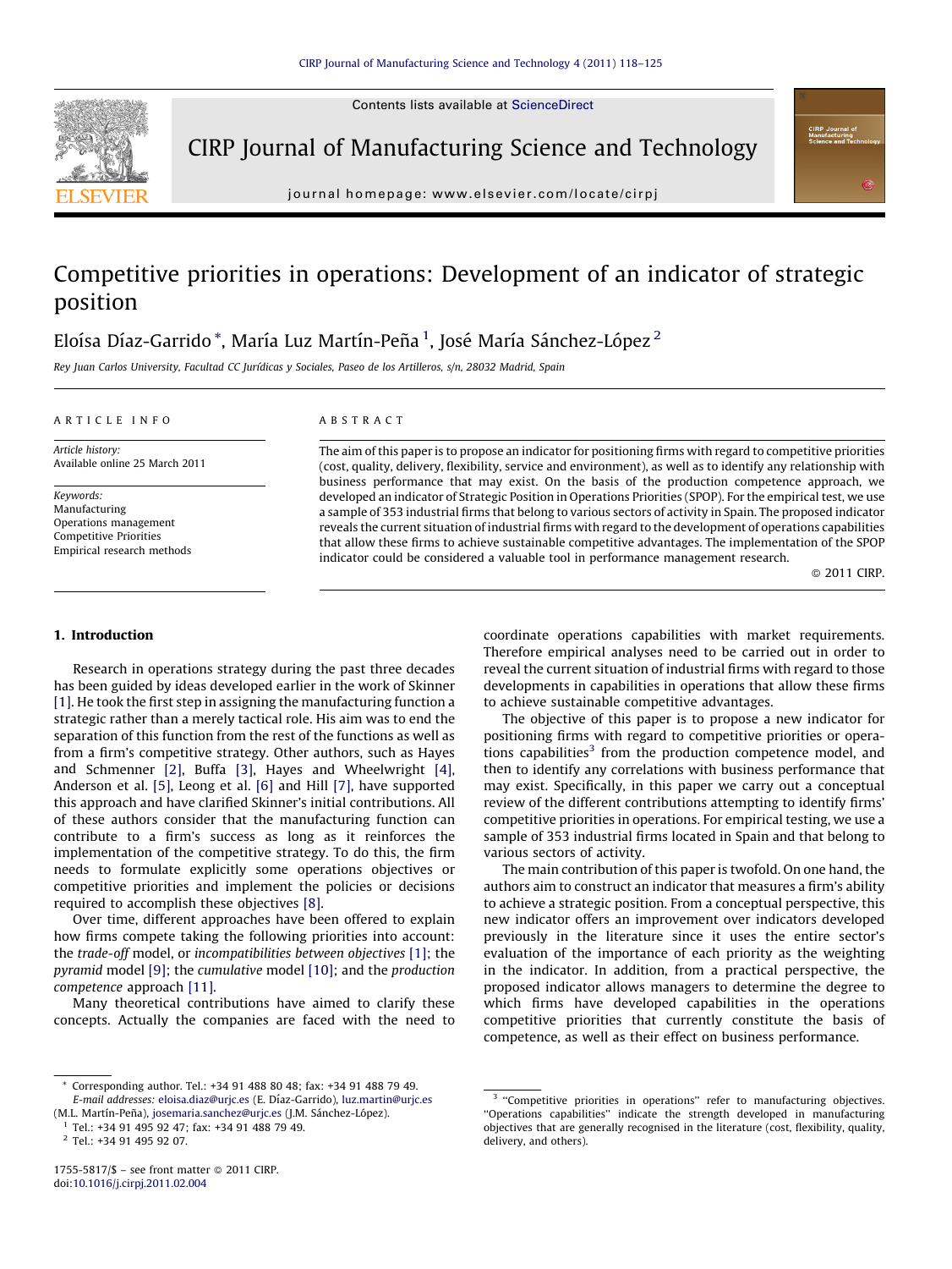# Competitive priorities in operations: Development of an indicator of strategic position

Eloísa Díaz-Garrido *, María Luz Martín-Peña [1], José María Sánchez-López [2]

*Rey Juan Carlos University, Facultad CC Jurídicas y Sociales, Paseo de los Artilleros, s/n, 28032 Madrid, Spain*

**ARTICLE INFO**

*Article history:*
Available online 25 March 2011

*Keywords:*
Manufacturing
Operations management
Competitive Priorities
Empirical research methods

**ABSTRACT**

The aim of this paper is to propose an indicator for positioning firms with regard to competitive priorities (cost, quality, delivery, flexibility, service and environment), as well as to identify any relationship with business performance that may exist. On the basis of the production competence approach, we developed an indicator of Strategic Position in Operations Priorities (SPOP). For the empirical test, we use a sample of 353 industrial firms that belong to various sectors of activity in Spain. The proposed indicator reveals the current situation of industrial firms with regard to the development of operations capabilities that allow these firms to achieve sustainable competitive advantages. The implementation of the SPOP indicator could be considered a valuable tool in performance management research.

© 2011 CIRP.

## 1. Introduction

Research in operations strategy during the past three decades has been guided by ideas developed earlier in the work of Skinner [1]. He took the first step in assigning the manufacturing function a strategic rather than a merely tactical role. His aim was to end the separation of this function from the rest of the functions as well as from a firm's competitive strategy. Other authors, such as Hayes and Schmenner [2], Buffa [3], Hayes and Wheelwright [4], Anderson et al. [5], Leong et al. [6] and Hill [7], have supported this approach and have clarified Skinner's initial contributions. All of these authors consider that the manufacturing function can contribute to a firm's success as long as it reinforces the implementation of the competitive strategy. To do this, the firm needs to formulate explicitly some operations objectives or competitive priorities and implement the policies or decisions required to accomplish these objectives [8].

Over time, different approaches have been offered to explain how firms compete taking the following priorities into account: the *trade-off* model, or *incompatibilities between objectives* [1]; the *pyramid* model [9]; the *cumulative* model [10]; and the *production competence* approach [11].

Many theoretical contributions have aimed to clarify these concepts. Actually the companies are faced with the need to coordinate operations capabilities with market requirements. Therefore empirical analyses need to be carried out in order to reveal the current situation of industrial firms with regard to those developments in capabilities in operations that allow these firms to achieve sustainable competitive advantages.

The objective of this paper is to propose a new indicator for positioning firms with regard to competitive priorities or operations capabilities[3] from the production competence model, and then to identify any correlations with business performance that may exist. Specifically, in this paper we carry out a conceptual review of the different contributions attempting to identify firms' competitive priorities in operations. For empirical testing, we use a sample of 353 industrial firms located in Spain and that belong to various sectors of activity.

The main contribution of this paper is twofold. On one hand, the authors aim to construct an indicator that measures a firm's ability to achieve a strategic position. From a conceptual perspective, this new indicator offers an improvement over indicators developed previously in the literature since it uses the entire sector's evaluation of the importance of each priority as the weighting in the indicator. In addition, from a practical perspective, the proposed indicator allows managers to determine the degree to which firms have developed capabilities in the operations competitive priorities that currently constitute the basis of competence, as well as their effect on business performance.

---

* Corresponding author. Tel.: +34 91 488 80 48; fax: +34 91 488 79 49.
*E-mail addresses:* eloisa.diaz@urjc.es (E. Díaz-Garrido), luz.martin@urjc.es (M.L. Martín-Peña), josemaria.sanchez@urjc.es (J.M. Sánchez-López).
[1] Tel.: +34 91 495 92 47; fax: +34 91 488 79 49.
[2] Tel.: +34 91 495 92 07.

[3] "Competitive priorities in operations" refer to manufacturing objectives. "Operations capabilities" indicate the strength developed in manufacturing objectives that are generally recognised in the literature (cost, flexibility, quality, delivery, and others).

1755-5817/$ – see front matter © 2011 CIRP.
doi:10.1016/j.cirpj.2011.02.004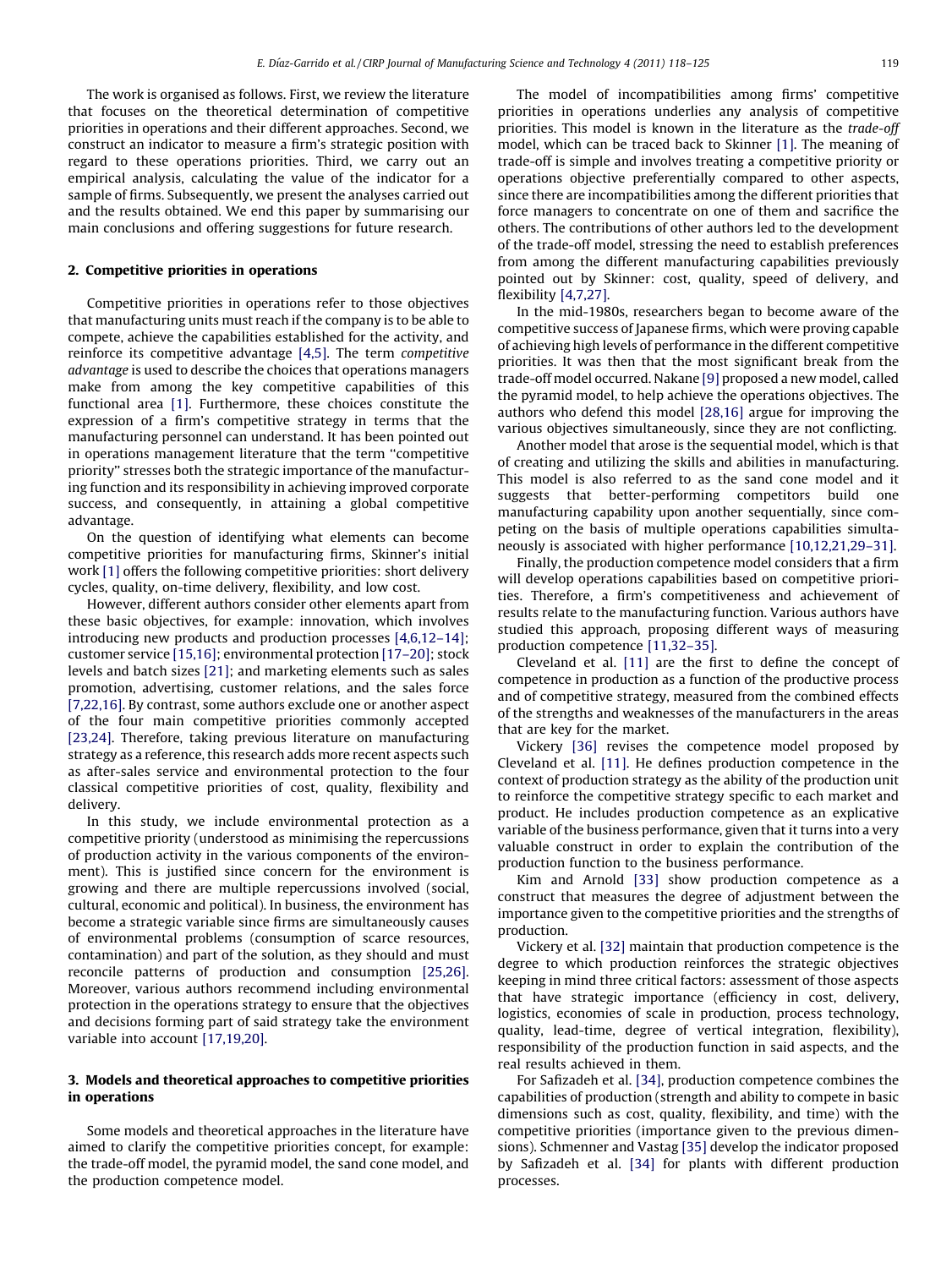The work is organised as follows. First, we review the literature that focuses on the theoretical determination of competitive priorities in operations and their different approaches. Second, we construct an indicator to measure a firm's strategic position with regard to these operations priorities. Third, we carry out an empirical analysis, calculating the value of the indicator for a sample of firms. Subsequently, we present the analyses carried out and the results obtained. We end this paper by summarising our main conclusions and offering suggestions for future research.

## 2. Competitive priorities in operations

Competitive priorities in operations refer to those objectives that manufacturing units must reach if the company is to be able to compete, achieve the capabilities established for the activity, and reinforce its competitive advantage [4,5]. The term *competitive advantage* is used to describe the choices that operations managers make from among the key competitive capabilities of this functional area [1]. Furthermore, these choices constitute the expression of a firm's competitive strategy in terms that the manufacturing personnel can understand. It has been pointed out in operations management literature that the term "competitive priority" stresses both the strategic importance of the manufacturing function and its responsibility in achieving improved corporate success, and consequently, in attaining a global competitive advantage.

On the question of identifying what elements can become competitive priorities for manufacturing firms, Skinner's initial work [1] offers the following competitive priorities: short delivery cycles, quality, on-time delivery, flexibility, and low cost.

However, different authors consider other elements apart from these basic objectives, for example: innovation, which involves introducing new products and production processes [4,6,12–14]; customer service [15,16]; environmental protection [17–20]; stock levels and batch sizes [21]; and marketing elements such as sales promotion, advertising, customer relations, and the sales force [7,22,16]. By contrast, some authors exclude one or another aspect of the four main competitive priorities commonly accepted [23,24]. Therefore, taking previous literature on manufacturing strategy as a reference, this research adds more recent aspects such as after-sales service and environmental protection to the four classical competitive priorities of cost, quality, flexibility and delivery.

In this study, we include environmental protection as a competitive priority (understood as minimising the repercussions of production activity in the various components of the environment). This is justified since concern for the environment is growing and there are multiple repercussions involved (social, cultural, economic and political). In business, the environment has become a strategic variable since firms are simultaneously causes of environmental problems (consumption of scarce resources, contamination) and part of the solution, as they should and must reconcile patterns of production and consumption [25,26]. Moreover, various authors recommend including environmental protection in the operations strategy to ensure that the objectives and decisions forming part of said strategy take the environment variable into account [17,19,20].

## 3. Models and theoretical approaches to competitive priorities in operations

Some models and theoretical approaches in the literature have aimed to clarify the competitive priorities concept, for example: the trade-off model, the pyramid model, the sand cone model, and the production competence model.

The model of incompatibilities among firms' competitive priorities in operations underlies any analysis of competitive priorities. This model is known in the literature as the *trade-off* model, which can be traced back to Skinner [1]. The meaning of trade-off is simple and involves treating a competitive priority or operations objective preferentially compared to other aspects, since there are incompatibilities among the different priorities that force managers to concentrate on one of them and sacrifice the others. The contributions of other authors led to the development of the trade-off model, stressing the need to establish preferences from among the different manufacturing capabilities previously pointed out by Skinner: cost, quality, speed of delivery, and flexibility [4,7,27].

In the mid-1980s, researchers began to become aware of the competitive success of Japanese firms, which were proving capable of achieving high levels of performance in the different competitive priorities. It was then that the most significant break from the trade-off model occurred. Nakane [9] proposed a new model, called the pyramid model, to help achieve the operations objectives. The authors who defend this model [28,16] argue for improving the various objectives simultaneously, since they are not conflicting.

Another model that arose is the sequential model, which is that of creating and utilizing the skills and abilities in manufacturing. This model is also referred to as the sand cone model and it suggests that better-performing competitors build one manufacturing capability upon another sequentially, since competing on the basis of multiple operations capabilities simultaneously is associated with higher performance [10,12,21,29–31].

Finally, the production competence model considers that a firm will develop operations capabilities based on competitive priorities. Therefore, a firm's competitiveness and achievement of results relate to the manufacturing function. Various authors have studied this approach, proposing different ways of measuring production competence [11,32–35].

Cleveland et al. [11] are the first to define the concept of competence in production as a function of the productive process and of competitive strategy, measured from the combined effects of the strengths and weaknesses of the manufacturers in the areas that are key for the market.

Vickery [36] revises the competence model proposed by Cleveland et al. [11]. He defines production competence in the context of production strategy as the ability of the production unit to reinforce the competitive strategy specific to each market and product. He includes production competence as an explicative variable of the business performance, given that it turns into a very valuable construct in order to explain the contribution of the production function to the business performance.

Kim and Arnold [33] show production competence as a construct that measures the degree of adjustment between the importance given to the competitive priorities and the strengths of production.

Vickery et al. [32] maintain that production competence is the degree to which production reinforces the strategic objectives keeping in mind three critical factors: assessment of those aspects that have strategic importance (efficiency in cost, delivery, logistics, economies of scale in production, process technology, quality, lead-time, degree of vertical integration, flexibility), responsibility of the production function in said aspects, and the real results achieved in them.

For Safizadeh et al. [34], production competence combines the capabilities of production (strength and ability to compete in basic dimensions such as cost, quality, flexibility, and time) with the competitive priorities (importance given to the previous dimensions). Schmenner and Vastag [35] develop the indicator proposed by Safizadeh et al. [34] for plants with different production processes.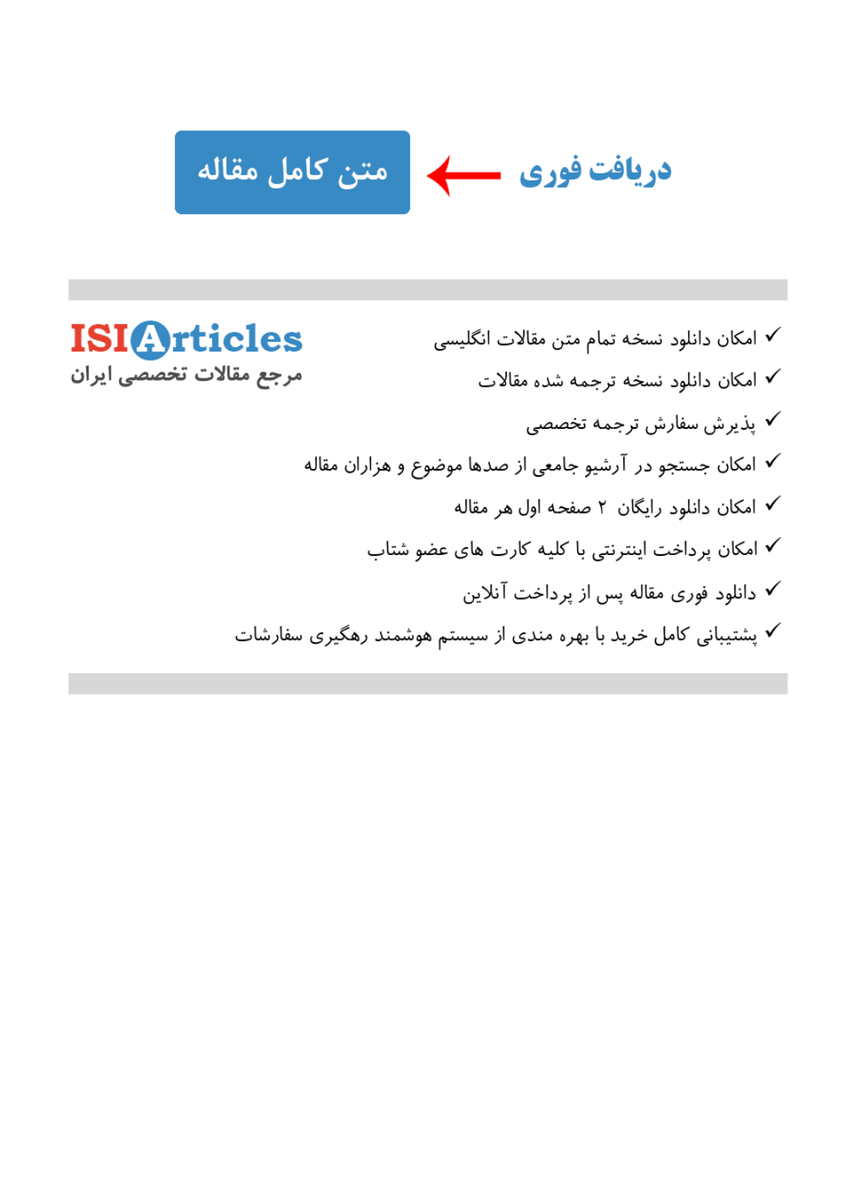دریافت فوری ← **متن کامل مقاله**

**ISIArticles**
مرجع مقالات تخصصی ایران

- ✓ امکان دانلود نسخه تمام متن مقالات انگلیسی
- ✓ امکان دانلود نسخه ترجمه شده مقالات
- ✓ پذیرش سفارش ترجمه تخصصی
- ✓ امکان جستجو در آرشیو جامعی از صدها موضوع و هزاران مقاله
- ✓ امکان دانلود رایگان ۲ صفحه اول هر مقاله
- ✓ امکان پرداخت اینترنتی با کلیه کارت های عضو شتاب
- ✓ دانلود فوری مقاله پس از پرداخت آنلاین
- ✓ پشتیبانی کامل خرید با بهره مندی از سیستم هوشمند رهگیری سفارشات